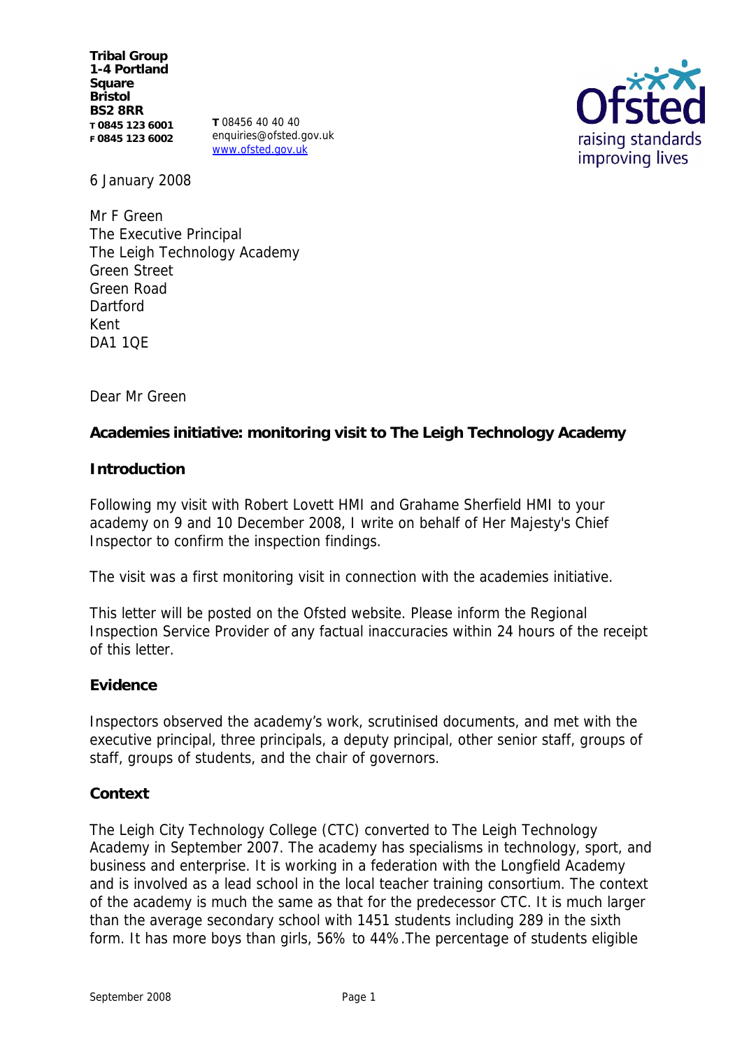**Tribal Group**
**1-4 Portland Square**
**Bristol**
**BS2 8RR**
**T 0845 123 6001**
**F 0845 123 6002**

**T** 08456 40 40 40
enquiries@ofsted.gov.uk
www.ofsted.gov.uk

Ofsted
raising standards
improving lives

6 January 2008

Mr F Green
The Executive Principal
The Leigh Technology Academy
Green Street
Green Road
Dartford
Kent
DA1 1QE

Dear Mr Green

**Academies initiative: monitoring visit to The Leigh Technology Academy**

**Introduction**

Following my visit with Robert Lovett HMI and Grahame Sherfield HMI to your academy on 9 and 10 December 2008, I write on behalf of Her Majesty's Chief Inspector to confirm the inspection findings.

The visit was a first monitoring visit in connection with the academies initiative.

This letter will be posted on the Ofsted website. Please inform the Regional Inspection Service Provider of any factual inaccuracies within 24 hours of the receipt of this letter.

**Evidence**

Inspectors observed the academy's work, scrutinised documents, and met with the executive principal, three principals, a deputy principal, other senior staff, groups of staff, groups of students, and the chair of governors.

**Context**

The Leigh City Technology College (CTC) converted to The Leigh Technology Academy in September 2007. The academy has specialisms in technology, sport, and business and enterprise. It is working in a federation with the Longfield Academy and is involved as a lead school in the local teacher training consortium. The context of the academy is much the same as that for the predecessor CTC. It is much larger than the average secondary school with 1451 students including 289 in the sixth form. It has more boys than girls, 56% to 44%.The percentage of students eligible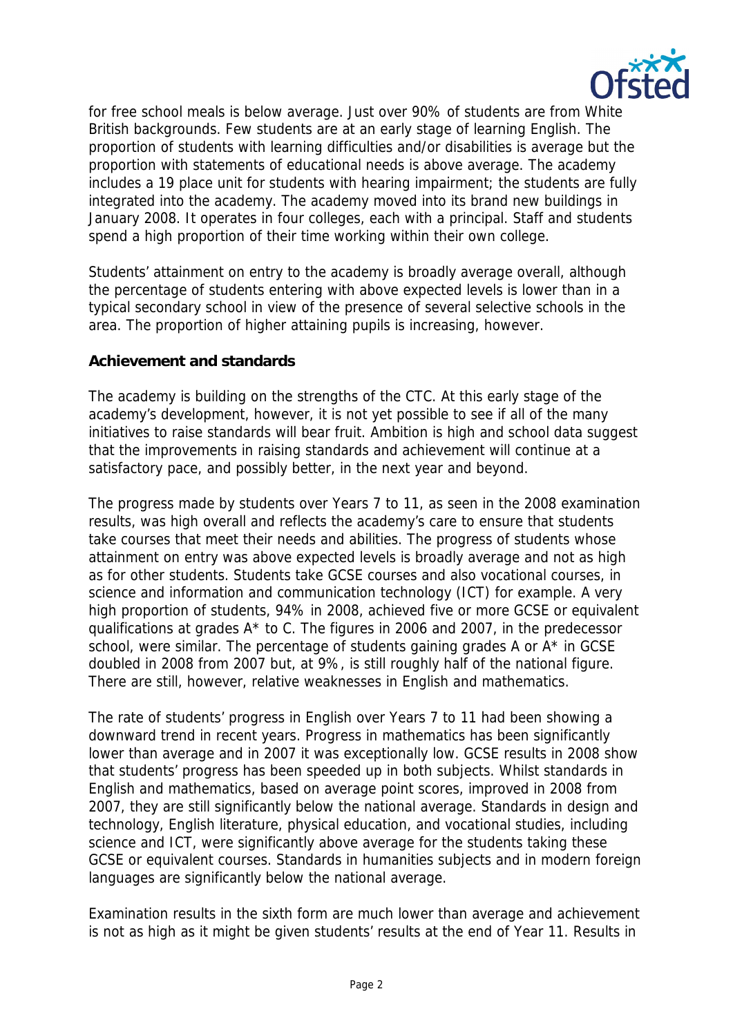for free school meals is below average. Just over 90% of students are from White British backgrounds. Few students are at an early stage of learning English. The proportion of students with learning difficulties and/or disabilities is average but the proportion with statements of educational needs is above average. The academy includes a 19 place unit for students with hearing impairment; the students are fully integrated into the academy. The academy moved into its brand new buildings in January 2008. It operates in four colleges, each with a principal. Staff and students spend a high proportion of their time working within their own college.

Students' attainment on entry to the academy is broadly average overall, although the percentage of students entering with above expected levels is lower than in a typical secondary school in view of the presence of several selective schools in the area. The proportion of higher attaining pupils is increasing, however.

**Achievement and standards**

The academy is building on the strengths of the CTC. At this early stage of the academy's development, however, it is not yet possible to see if all of the many initiatives to raise standards will bear fruit. Ambition is high and school data suggest that the improvements in raising standards and achievement will continue at a satisfactory pace, and possibly better, in the next year and beyond.

The progress made by students over Years 7 to 11, as seen in the 2008 examination results, was high overall and reflects the academy's care to ensure that students take courses that meet their needs and abilities. The progress of students whose attainment on entry was above expected levels is broadly average and not as high as for other students. Students take GCSE courses and also vocational courses, in science and information and communication technology (ICT) for example. A very high proportion of students, 94% in 2008, achieved five or more GCSE or equivalent qualifications at grades A* to C. The figures in 2006 and 2007, in the predecessor school, were similar. The percentage of students gaining grades A or A* in GCSE doubled in 2008 from 2007 but, at 9%, is still roughly half of the national figure. There are still, however, relative weaknesses in English and mathematics.

The rate of students' progress in English over Years 7 to 11 had been showing a downward trend in recent years. Progress in mathematics has been significantly lower than average and in 2007 it was exceptionally low. GCSE results in 2008 show that students' progress has been speeded up in both subjects. Whilst standards in English and mathematics, based on average point scores, improved in 2008 from 2007, they are still significantly below the national average. Standards in design and technology, English literature, physical education, and vocational studies, including science and ICT, were significantly above average for the students taking these GCSE or equivalent courses. Standards in humanities subjects and in modern foreign languages are significantly below the national average.

Examination results in the sixth form are much lower than average and achievement is not as high as it might be given students' results at the end of Year 11. Results in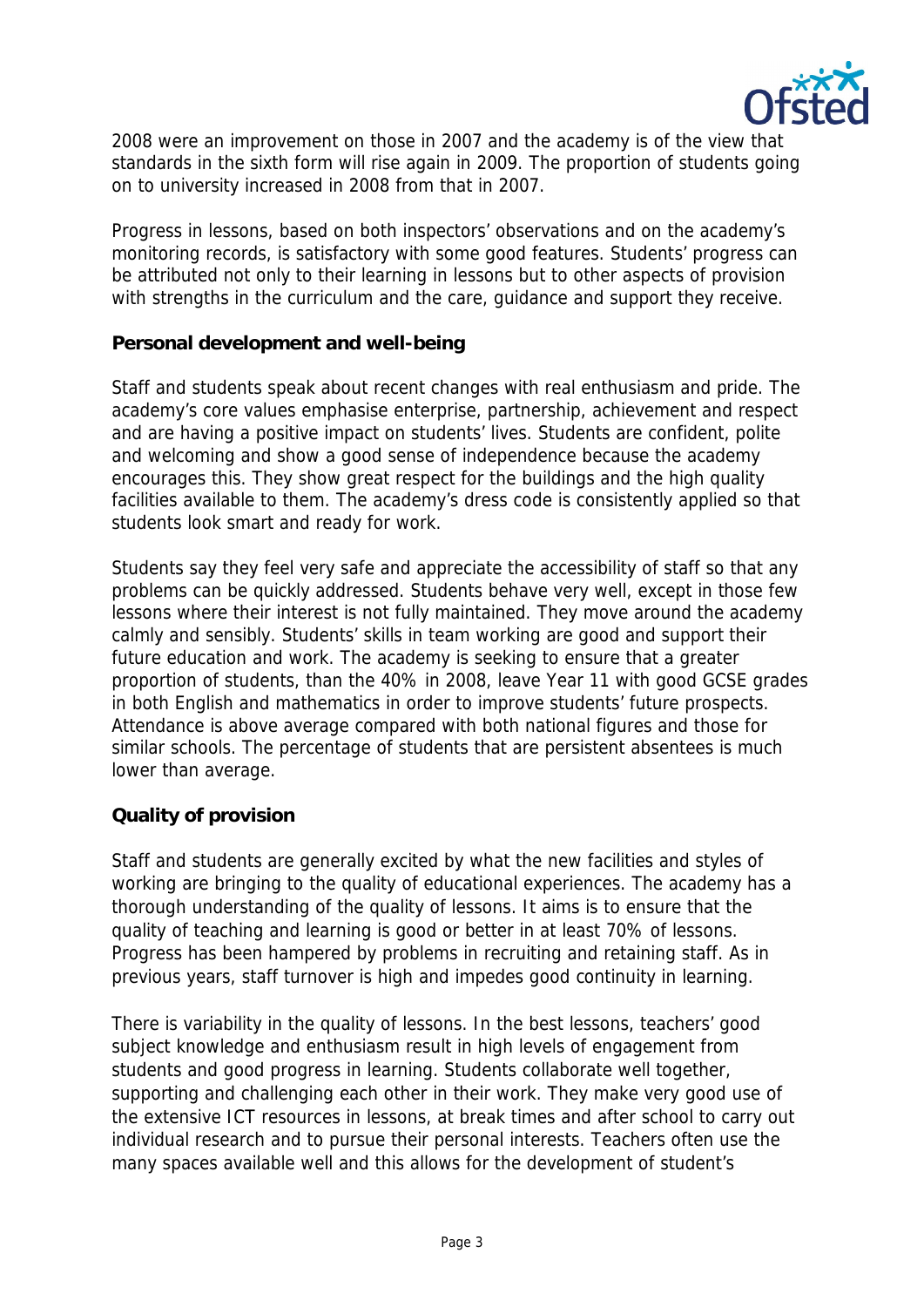2008 were an improvement on those in 2007 and the academy is of the view that standards in the sixth form will rise again in 2009. The proportion of students going on to university increased in 2008 from that in 2007.

Progress in lessons, based on both inspectors' observations and on the academy's monitoring records, is satisfactory with some good features. Students' progress can be attributed not only to their learning in lessons but to other aspects of provision with strengths in the curriculum and the care, guidance and support they receive.

**Personal development and well-being**

Staff and students speak about recent changes with real enthusiasm and pride. The academy's core values emphasise enterprise, partnership, achievement and respect and are having a positive impact on students' lives. Students are confident, polite and welcoming and show a good sense of independence because the academy encourages this. They show great respect for the buildings and the high quality facilities available to them. The academy's dress code is consistently applied so that students look smart and ready for work.

Students say they feel very safe and appreciate the accessibility of staff so that any problems can be quickly addressed. Students behave very well, except in those few lessons where their interest is not fully maintained. They move around the academy calmly and sensibly. Students' skills in team working are good and support their future education and work. The academy is seeking to ensure that a greater proportion of students, than the 40% in 2008, leave Year 11 with good GCSE grades in both English and mathematics in order to improve students' future prospects. Attendance is above average compared with both national figures and those for similar schools. The percentage of students that are persistent absentees is much lower than average.

**Quality of provision**

Staff and students are generally excited by what the new facilities and styles of working are bringing to the quality of educational experiences. The academy has a thorough understanding of the quality of lessons. It aims is to ensure that the quality of teaching and learning is good or better in at least 70% of lessons. Progress has been hampered by problems in recruiting and retaining staff. As in previous years, staff turnover is high and impedes good continuity in learning.

There is variability in the quality of lessons. In the best lessons, teachers' good subject knowledge and enthusiasm result in high levels of engagement from students and good progress in learning. Students collaborate well together, supporting and challenging each other in their work. They make very good use of the extensive ICT resources in lessons, at break times and after school to carry out individual research and to pursue their personal interests. Teachers often use the many spaces available well and this allows for the development of student's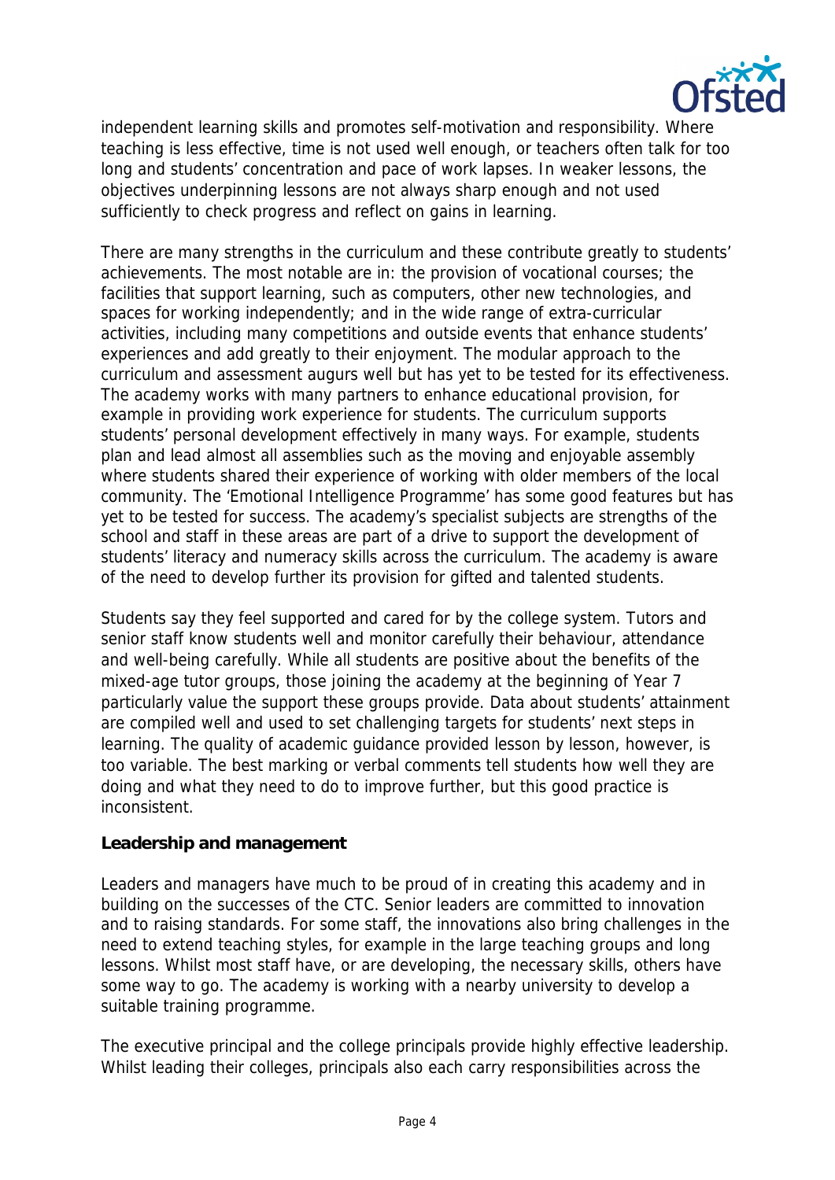independent learning skills and promotes self-motivation and responsibility. Where teaching is less effective, time is not used well enough, or teachers often talk for too long and students' concentration and pace of work lapses. In weaker lessons, the objectives underpinning lessons are not always sharp enough and not used sufficiently to check progress and reflect on gains in learning.

There are many strengths in the curriculum and these contribute greatly to students' achievements. The most notable are in: the provision of vocational courses; the facilities that support learning, such as computers, other new technologies, and spaces for working independently; and in the wide range of extra-curricular activities, including many competitions and outside events that enhance students' experiences and add greatly to their enjoyment. The modular approach to the curriculum and assessment augurs well but has yet to be tested for its effectiveness. The academy works with many partners to enhance educational provision, for example in providing work experience for students. The curriculum supports students' personal development effectively in many ways. For example, students plan and lead almost all assemblies such as the moving and enjoyable assembly where students shared their experience of working with older members of the local community. The 'Emotional Intelligence Programme' has some good features but has yet to be tested for success. The academy's specialist subjects are strengths of the school and staff in these areas are part of a drive to support the development of students' literacy and numeracy skills across the curriculum. The academy is aware of the need to develop further its provision for gifted and talented students.

Students say they feel supported and cared for by the college system. Tutors and senior staff know students well and monitor carefully their behaviour, attendance and well-being carefully. While all students are positive about the benefits of the mixed-age tutor groups, those joining the academy at the beginning of Year 7 particularly value the support these groups provide. Data about students' attainment are compiled well and used to set challenging targets for students' next steps in learning. The quality of academic guidance provided lesson by lesson, however, is too variable. The best marking or verbal comments tell students how well they are doing and what they need to do to improve further, but this good practice is inconsistent.

**Leadership and management**

Leaders and managers have much to be proud of in creating this academy and in building on the successes of the CTC. Senior leaders are committed to innovation and to raising standards. For some staff, the innovations also bring challenges in the need to extend teaching styles, for example in the large teaching groups and long lessons. Whilst most staff have, or are developing, the necessary skills, others have some way to go. The academy is working with a nearby university to develop a suitable training programme.

The executive principal and the college principals provide highly effective leadership. Whilst leading their colleges, principals also each carry responsibilities across the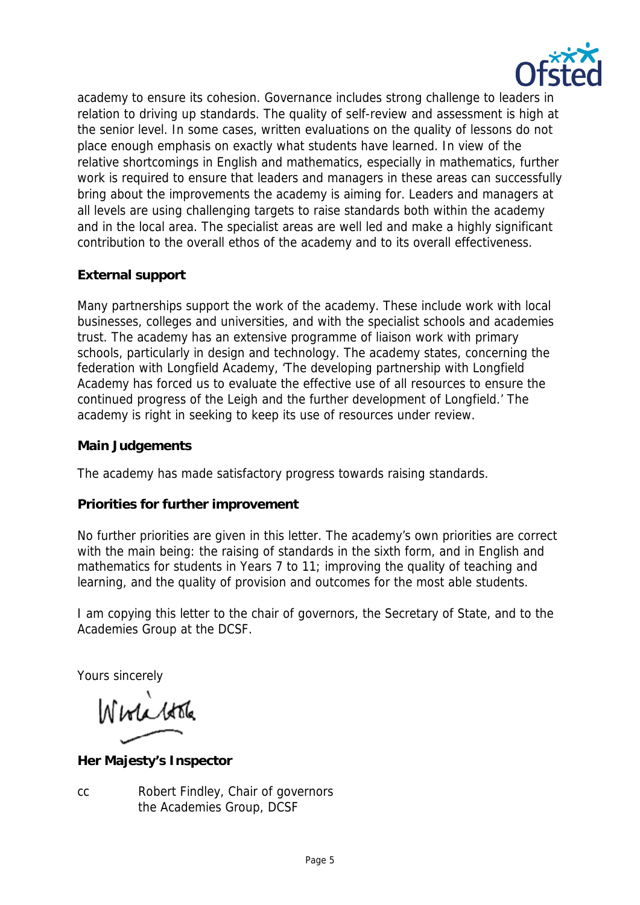academy to ensure its cohesion. Governance includes strong challenge to leaders in relation to driving up standards. The quality of self-review and assessment is high at the senior level. In some cases, written evaluations on the quality of lessons do not place enough emphasis on exactly what students have learned. In view of the relative shortcomings in English and mathematics, especially in mathematics, further work is required to ensure that leaders and managers in these areas can successfully bring about the improvements the academy is aiming for. Leaders and managers at all levels are using challenging targets to raise standards both within the academy and in the local area. The specialist areas are well led and make a highly significant contribution to the overall ethos of the academy and to its overall effectiveness.

**External support**

Many partnerships support the work of the academy. These include work with local businesses, colleges and universities, and with the specialist schools and academies trust. The academy has an extensive programme of liaison work with primary schools, particularly in design and technology. The academy states, concerning the federation with Longfield Academy, 'The developing partnership with Longfield Academy has forced us to evaluate the effective use of all resources to ensure the continued progress of the Leigh and the further development of Longfield.' The academy is right in seeking to keep its use of resources under review.

**Main Judgements**

The academy has made satisfactory progress towards raising standards.

**Priorities for further improvement**

No further priorities are given in this letter. The academy's own priorities are correct with the main being: the raising of standards in the sixth form, and in English and mathematics for students in Years 7 to 11; improving the quality of teaching and learning, and the quality of provision and outcomes for the most able students.

I am copying this letter to the chair of governors, the Secretary of State, and to the Academies Group at the DCSF.

Yours sincerely

**Her Majesty's Inspector**

cc Robert Findley, Chair of governors
the Academies Group, DCSF